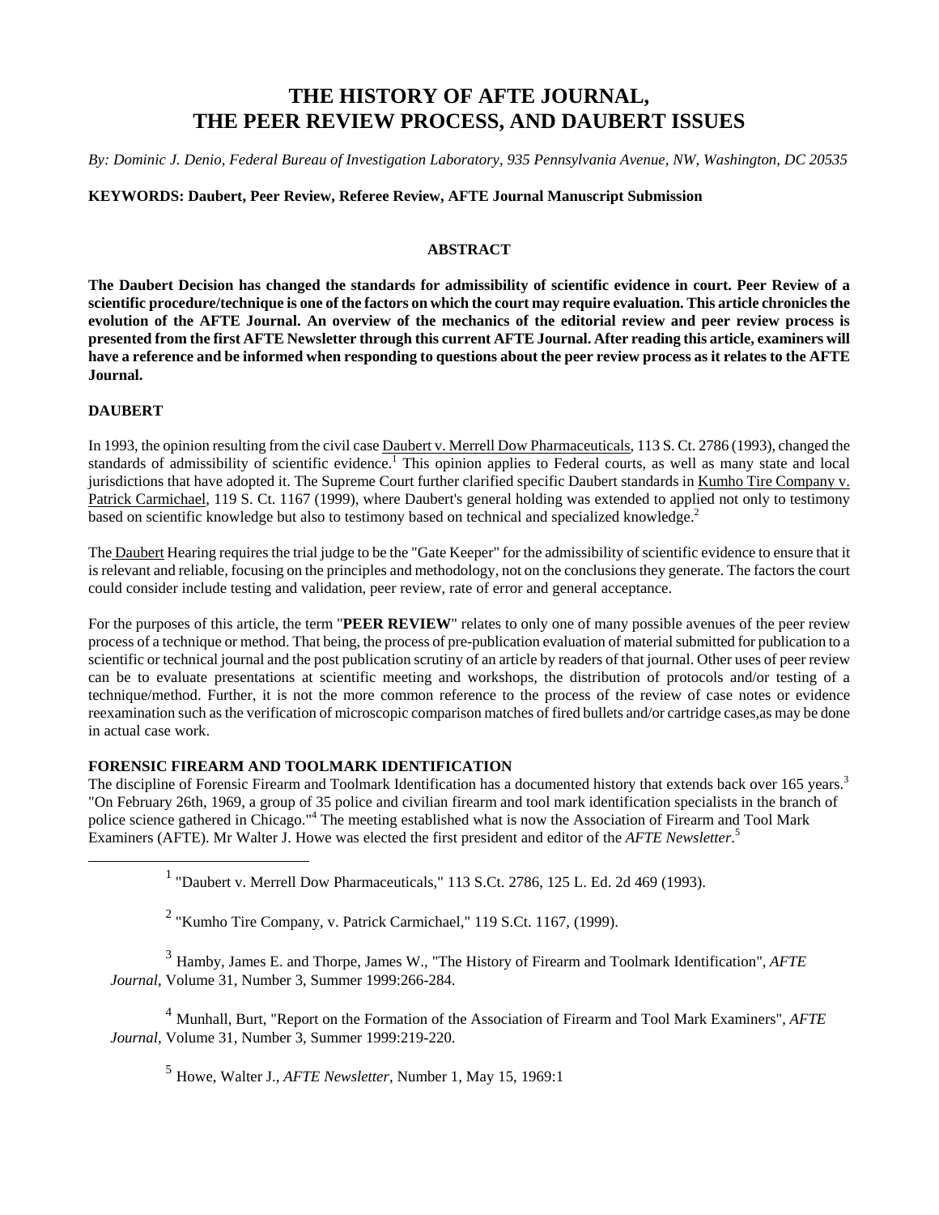# THE HISTORY OF AFTE JOURNAL, THE PEER REVIEW PROCESS, AND DAUBERT ISSUES

*By: Dominic J. Denio, Federal Bureau of Investigation Laboratory, 935 Pennsylvania Avenue, NW, Washington, DC 20535*

**KEYWORDS: Daubert, Peer Review, Referee Review, AFTE Journal Manuscript Submission**

## ABSTRACT

**The Daubert Decision has changed the standards for admissibility of scientific evidence in court. Peer Review of a scientific procedure/technique is one of the factors on which the court may require evaluation. This article chronicles the evolution of the AFTE Journal. An overview of the mechanics of the editorial review and peer review process is presented from the first AFTE Newsletter through this current AFTE Journal. After reading this article, examiners will have a reference and be informed when responding to questions about the peer review process as it relates to the AFTE Journal.**

## DAUBERT

In 1993, the opinion resulting from the civil case Daubert v. Merrell Dow Pharmaceuticals, 113 S. Ct. 2786 (1993), changed the standards of admissibility of scientific evidence.[1] This opinion applies to Federal courts, as well as many state and local jurisdictions that have adopted it. The Supreme Court further clarified specific Daubert standards in Kumho Tire Company v. Patrick Carmichael, 119 S. Ct. 1167 (1999), where Daubert's general holding was extended to applied not only to testimony based on scientific knowledge but also to testimony based on technical and specialized knowledge.[2]

The Daubert Hearing requires the trial judge to be the "Gate Keeper" for the admissibility of scientific evidence to ensure that it is relevant and reliable, focusing on the principles and methodology, not on the conclusions they generate. The factors the court could consider include testing and validation, peer review, rate of error and general acceptance.

For the purposes of this article, the term "**PEER REVIEW**" relates to only one of many possible avenues of the peer review process of a technique or method. That being, the process of pre-publication evaluation of material submitted for publication to a scientific or technical journal and the post publication scrutiny of an article by readers of that journal. Other uses of peer review can be to evaluate presentations at scientific meeting and workshops, the distribution of protocols and/or testing of a technique/method. Further, it is not the more common reference to the process of the review of case notes or evidence reexamination such as the verification of microscopic comparison matches of fired bullets and/or cartridge cases,as may be done in actual case work.

## FORENSIC FIREARM AND TOOLMARK IDENTIFICATION

The discipline of Forensic Firearm and Toolmark Identification has a documented history that extends back over 165 years.[3] "On February 26th, 1969, a group of 35 police and civilian firearm and tool mark identification specialists in the branch of police science gathered in Chicago."[4] The meeting established what is now the Association of Firearm and Tool Mark Examiners (AFTE). Mr Walter J. Howe was elected the first president and editor of the *AFTE Newsletter*.[5]

---

[1] "Daubert v. Merrell Dow Pharmaceuticals," 113 S.Ct. 2786, 125 L. Ed. 2d 469 (1993).

[2] "Kumho Tire Company, v. Patrick Carmichael," 119 S.Ct. 1167, (1999).

[3] Hamby, James E. and Thorpe, James W., "The History of Firearm and Toolmark Identification", *AFTE Journal*, Volume 31, Number 3, Summer 1999:266-284.

[4] Munhall, Burt, "Report on the Formation of the Association of Firearm and Tool Mark Examiners", *AFTE Journal*, Volume 31, Number 3, Summer 1999:219-220.

[5] Howe, Walter J., *AFTE Newsletter*, Number 1, May 15, 1969:1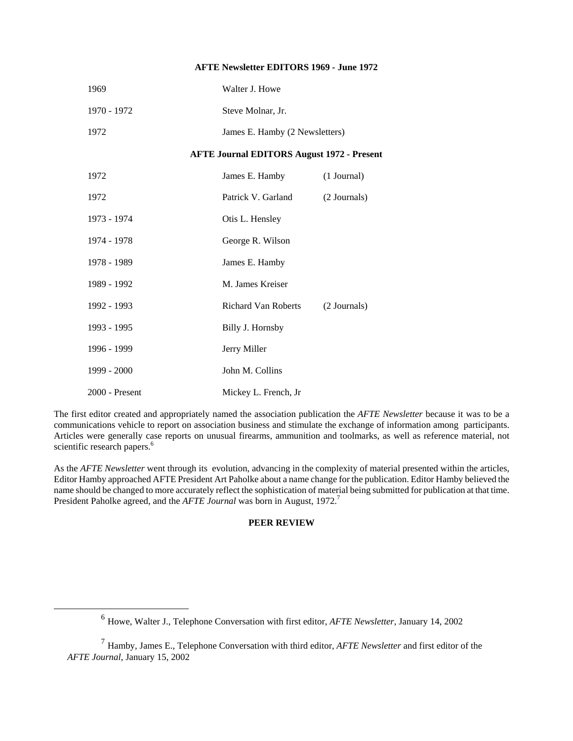**AFTE Newsletter EDITORS 1969 - June 1972**

| | |
|---|---|
| 1969 | Walter J. Howe |
| 1970 - 1972 | Steve Molnar, Jr. |
| 1972 | James E. Hamby (2 Newsletters) |

**AFTE Journal EDITORS August 1972 - Present**

| | | |
|---|---|---|
| 1972 | James E. Hamby | (1 Journal) |
| 1972 | Patrick V. Garland | (2 Journals) |
| 1973 - 1974 | Otis L. Hensley | |
| 1974 - 1978 | George R. Wilson | |
| 1978 - 1989 | James E. Hamby | |
| 1989 - 1992 | M. James Kreiser | |
| 1992 - 1993 | Richard Van Roberts | (2 Journals) |
| 1993 - 1995 | Billy J. Hornsby | |
| 1996 - 1999 | Jerry Miller | |
| 1999 - 2000 | John M. Collins | |
| 2000 - Present | Mickey L. French, Jr | |

The first editor created and appropriately named the association publication the *AFTE Newsletter* because it was to be a communications vehicle to report on association business and stimulate the exchange of information among participants. Articles were generally case reports on unusual firearms, ammunition and toolmarks, as well as reference material, not scientific research papers.[6]

As the *AFTE Newsletter* went through its evolution, advancing in the complexity of material presented within the articles, Editor Hamby approached AFTE President Art Paholke about a name change for the publication. Editor Hamby believed the name should be changed to more accurately reflect the sophistication of material being submitted for publication at that time. President Paholke agreed, and the *AFTE Journal* was born in August, 1972.[7]

**PEER REVIEW**

[6] Howe, Walter J., Telephone Conversation with first editor, *AFTE Newsletter*, January 14, 2002

[7] Hamby, James E., Telephone Conversation with third editor, *AFTE Newsletter* and first editor of the *AFTE Journal*, January 15, 2002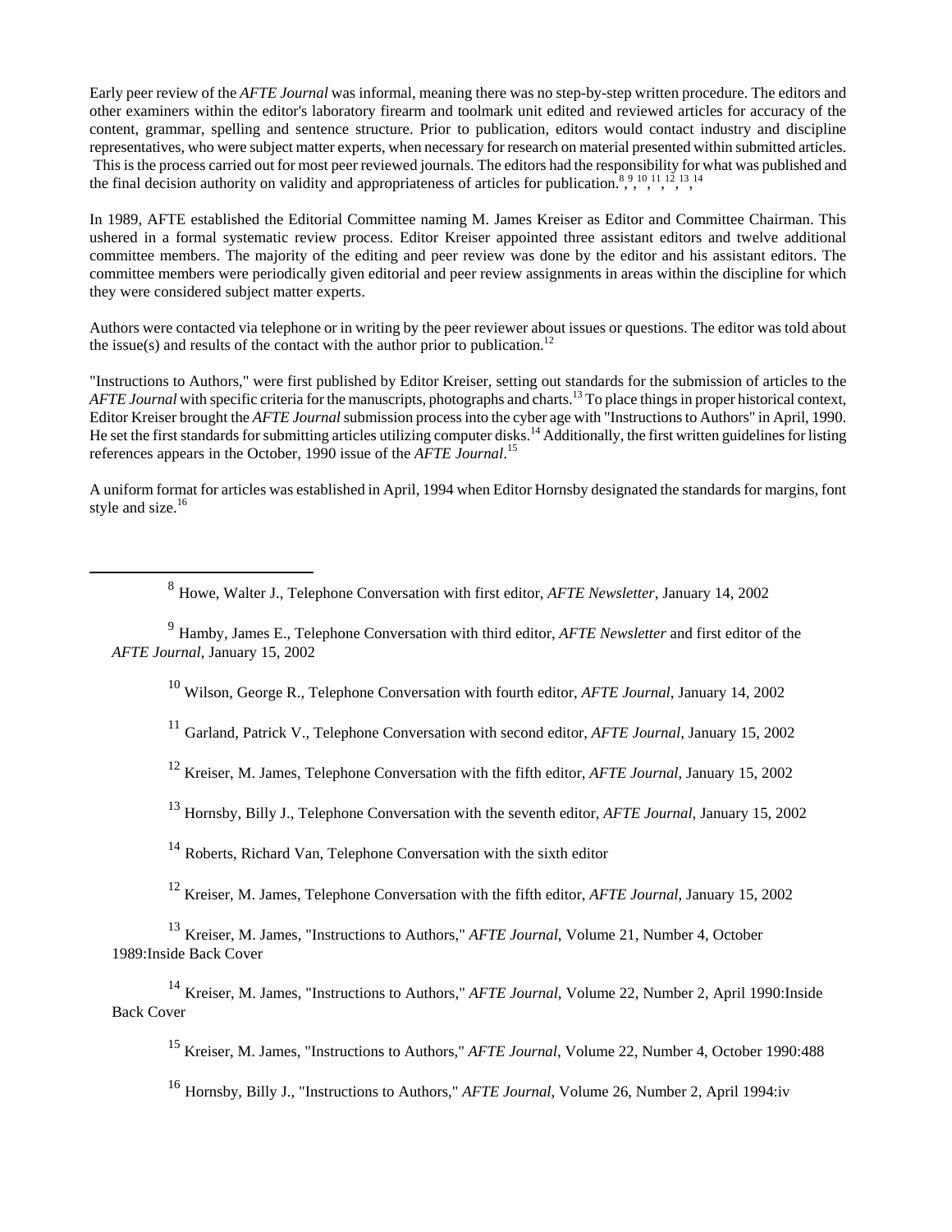Early peer review of the *AFTE Journal* was informal, meaning there was no step-by-step written procedure. The editors and other examiners within the editor's laboratory firearm and toolmark unit edited and reviewed articles for accuracy of the content, grammar, spelling and sentence structure. Prior to publication, editors would contact industry and discipline representatives, who were subject matter experts, when necessary for research on material presented within submitted articles. This is the process carried out for most peer reviewed journals. The editors had the responsibility for what was published and the final decision authority on validity and appropriateness of articles for publication.[8,9,10,11,12,13,14]

In 1989, AFTE established the Editorial Committee naming M. James Kreiser as Editor and Committee Chairman. This ushered in a formal systematic review process. Editor Kreiser appointed three assistant editors and twelve additional committee members. The majority of the editing and peer review was done by the editor and his assistant editors. The committee members were periodically given editorial and peer review assignments in areas within the discipline for which they were considered subject matter experts.

Authors were contacted via telephone or in writing by the peer reviewer about issues or questions. The editor was told about the issue(s) and results of the contact with the author prior to publication.[12]

"Instructions to Authors," were first published by Editor Kreiser, setting out standards for the submission of articles to the *AFTE Journal* with specific criteria for the manuscripts, photographs and charts.[13] To place things in proper historical context, Editor Kreiser brought the *AFTE Journal* submission process into the cyber age with "Instructions to Authors" in April, 1990. He set the first standards for submitting articles utilizing computer disks.[14] Additionally, the first written guidelines for listing references appears in the October, 1990 issue of the *AFTE Journal*.[15]

A uniform format for articles was established in April, 1994 when Editor Hornsby designated the standards for margins, font style and size.[16]

---

[8] Howe, Walter J., Telephone Conversation with first editor, *AFTE Newsletter*, January 14, 2002

[9] Hamby, James E., Telephone Conversation with third editor, *AFTE Newsletter* and first editor of the *AFTE Journal*, January 15, 2002

[10] Wilson, George R., Telephone Conversation with fourth editor, *AFTE Journal*, January 14, 2002

[11] Garland, Patrick V., Telephone Conversation with second editor, *AFTE Journal*, January 15, 2002

[12] Kreiser, M. James, Telephone Conversation with the fifth editor, *AFTE Journal*, January 15, 2002

[13] Hornsby, Billy J., Telephone Conversation with the seventh editor, *AFTE Journal*, January 15, 2002

[14] Roberts, Richard Van, Telephone Conversation with the sixth editor

[12] Kreiser, M. James, Telephone Conversation with the fifth editor, *AFTE Journal*, January 15, 2002

[13] Kreiser, M. James, "Instructions to Authors," *AFTE Journal*, Volume 21, Number 4, October 1989:Inside Back Cover

[14] Kreiser, M. James, "Instructions to Authors," *AFTE Journal*, Volume 22, Number 2, April 1990:Inside Back Cover

[15] Kreiser, M. James, "Instructions to Authors," *AFTE Journal*, Volume 22, Number 4, October 1990:488

[16] Hornsby, Billy J., "Instructions to Authors," *AFTE Journal*, Volume 26, Number 2, April 1994:iv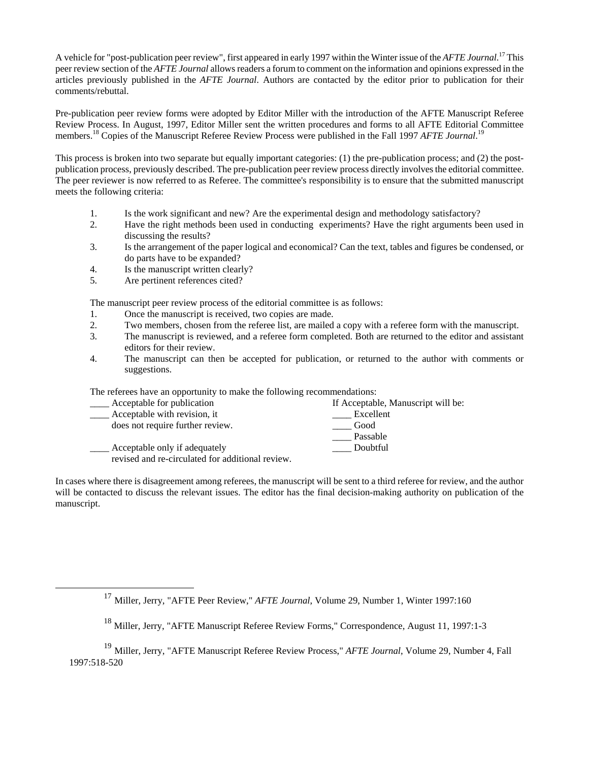A vehicle for "post-publication peer review", first appeared in early 1997 within the Winter issue of the *AFTE Journal*.[17] This peer review section of the *AFTE Journal* allows readers a forum to comment on the information and opinions expressed in the articles previously published in the *AFTE Journal*. Authors are contacted by the editor prior to publication for their comments/rebuttal.

Pre-publication peer review forms were adopted by Editor Miller with the introduction of the AFTE Manuscript Referee Review Process. In August, 1997, Editor Miller sent the written procedures and forms to all AFTE Editorial Committee members.[18] Copies of the Manuscript Referee Review Process were published in the Fall 1997 *AFTE Journal*.[19]

This process is broken into two separate but equally important categories: (1) the pre-publication process; and (2) the post-publication process, previously described. The pre-publication peer review process directly involves the editorial committee. The peer reviewer is now referred to as Referee. The committee's responsibility is to ensure that the submitted manuscript meets the following criteria:

1. Is the work significant and new? Are the experimental design and methodology satisfactory?
2. Have the right methods been used in conducting experiments? Have the right arguments been used in discussing the results?
3. Is the arrangement of the paper logical and economical? Can the text, tables and figures be condensed, or do parts have to be expanded?
4. Is the manuscript written clearly?
5. Are pertinent references cited?

The manuscript peer review process of the editorial committee is as follows:

1. Once the manuscript is received, two copies are made.
2. Two members, chosen from the referee list, are mailed a copy with a referee form with the manuscript.
3. The manuscript is reviewed, and a referee form completed. Both are returned to the editor and assistant editors for their review.
4. The manuscript can then be accepted for publication, or returned to the author with comments or suggestions.

The referees have an opportunity to make the following recommendations:

| | If Acceptable, Manuscript will be: |
|---|---|
| ____ Acceptable for publication | ____ Excellent |
| ____ Acceptable with revision, it does not require further review. | ____ Good |
| | ____ Passable |
| ____ Acceptable only if adequately revised and re-circulated for additional review. | ____ Doubtful |

In cases where there is disagreement among referees, the manuscript will be sent to a third referee for review, and the author will be contacted to discuss the relevant issues. The editor has the final decision-making authority on publication of the manuscript.

---

[17] Miller, Jerry, "AFTE Peer Review," *AFTE Journal*, Volume 29, Number 1, Winter 1997:160

[18] Miller, Jerry, "AFTE Manuscript Referee Review Forms," Correspondence, August 11, 1997:1-3

[19] Miller, Jerry, "AFTE Manuscript Referee Review Process," *AFTE Journal*, Volume 29, Number 4, Fall 1997:518-520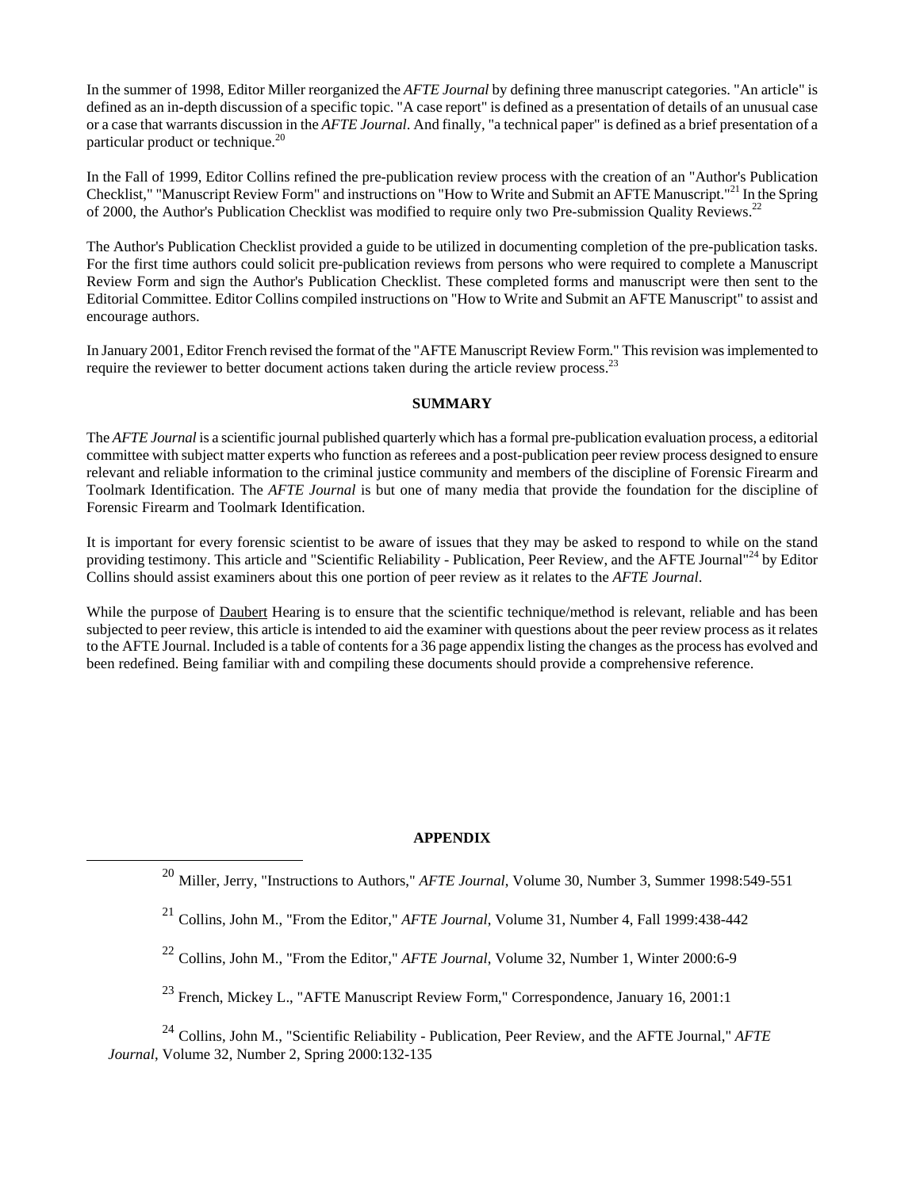In the summer of 1998, Editor Miller reorganized the *AFTE Journal* by defining three manuscript categories. "An article" is defined as an in-depth discussion of a specific topic. "A case report" is defined as a presentation of details of an unusual case or a case that warrants discussion in the *AFTE Journal*. And finally, "a technical paper" is defined as a brief presentation of a particular product or technique.[20]

In the Fall of 1999, Editor Collins refined the pre-publication review process with the creation of an "Author's Publication Checklist," "Manuscript Review Form" and instructions on "How to Write and Submit an AFTE Manuscript."[21] In the Spring of 2000, the Author's Publication Checklist was modified to require only two Pre-submission Quality Reviews.[22]

The Author's Publication Checklist provided a guide to be utilized in documenting completion of the pre-publication tasks. For the first time authors could solicit pre-publication reviews from persons who were required to complete a Manuscript Review Form and sign the Author's Publication Checklist. These completed forms and manuscript were then sent to the Editorial Committee. Editor Collins compiled instructions on "How to Write and Submit an AFTE Manuscript" to assist and encourage authors.

In January 2001, Editor French revised the format of the "AFTE Manuscript Review Form." This revision was implemented to require the reviewer to better document actions taken during the article review process.[23]

## SUMMARY

The *AFTE Journal* is a scientific journal published quarterly which has a formal pre-publication evaluation process, a editorial committee with subject matter experts who function as referees and a post-publication peer review process designed to ensure relevant and reliable information to the criminal justice community and members of the discipline of Forensic Firearm and Toolmark Identification. The *AFTE Journal* is but one of many media that provide the foundation for the discipline of Forensic Firearm and Toolmark Identification.

It is important for every forensic scientist to be aware of issues that they may be asked to respond to while on the stand providing testimony. This article and "Scientific Reliability - Publication, Peer Review, and the AFTE Journal"[24] by Editor Collins should assist examiners about this one portion of peer review as it relates to the *AFTE Journal*.

While the purpose of Daubert Hearing is to ensure that the scientific technique/method is relevant, reliable and has been subjected to peer review, this article is intended to aid the examiner with questions about the peer review process as it relates to the AFTE Journal. Included is a table of contents for a 36 page appendix listing the changes as the process has evolved and been redefined. Being familiar with and compiling these documents should provide a comprehensive reference.

## APPENDIX

---

[20] Miller, Jerry, "Instructions to Authors," *AFTE Journal*, Volume 30, Number 3, Summer 1998:549-551

[21] Collins, John M., "From the Editor," *AFTE Journal*, Volume 31, Number 4, Fall 1999:438-442

[22] Collins, John M., "From the Editor," *AFTE Journal*, Volume 32, Number 1, Winter 2000:6-9

[23] French, Mickey L., "AFTE Manuscript Review Form," Correspondence, January 16, 2001:1

[24] Collins, John M., "Scientific Reliability - Publication, Peer Review, and the AFTE Journal," *AFTE Journal*, Volume 32, Number 2, Spring 2000:132-135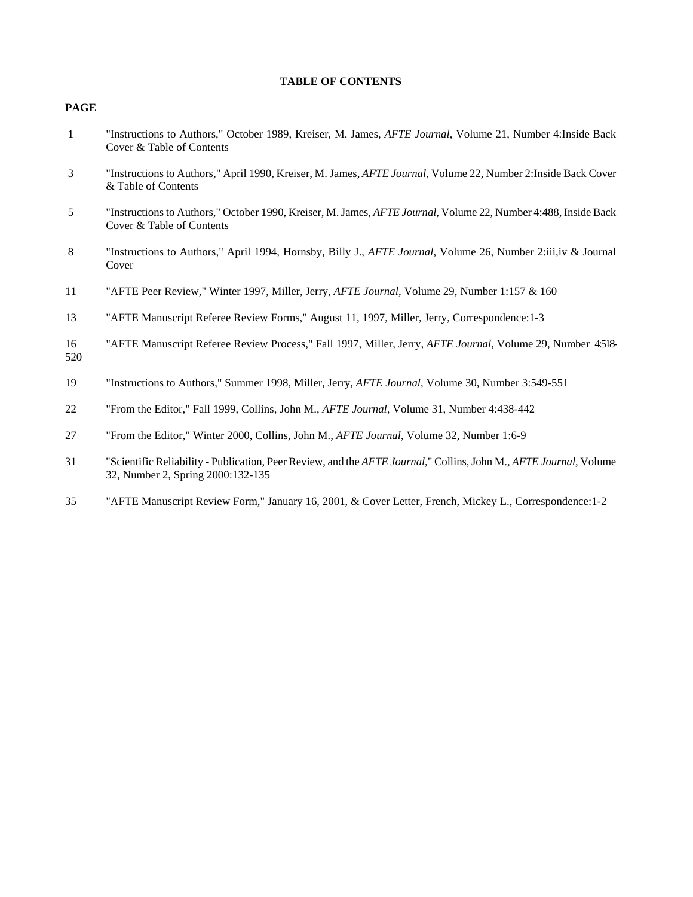**TABLE OF CONTENTS**

| PAGE | |
|---|---|
| 1 | "Instructions to Authors," October 1989, Kreiser, M. James, *AFTE Journal*, Volume 21, Number 4:Inside Back Cover & Table of Contents |
| 3 | "Instructions to Authors," April 1990, Kreiser, M. James, *AFTE Journal*, Volume 22, Number 2:Inside Back Cover & Table of Contents |
| 5 | "Instructions to Authors," October 1990, Kreiser, M. James, *AFTE Journal*, Volume 22, Number 4:488, Inside Back Cover & Table of Contents |
| 8 | "Instructions to Authors," April 1994, Hornsby, Billy J., *AFTE Journal*, Volume 26, Number 2:iii,iv & Journal Cover |
| 11 | "AFTE Peer Review," Winter 1997, Miller, Jerry, *AFTE Journal*, Volume 29, Number 1:157 & 160 |
| 13 | "AFTE Manuscript Referee Review Forms," August 11, 1997, Miller, Jerry, Correspondence:1-3 |
| 16 | "AFTE Manuscript Referee Review Process," Fall 1997, Miller, Jerry, *AFTE Journal*, Volume 29, Number 4:518-520 |
| 19 | "Instructions to Authors," Summer 1998, Miller, Jerry, *AFTE Journal*, Volume 30, Number 3:549-551 |
| 22 | "From the Editor," Fall 1999, Collins, John M., *AFTE Journal*, Volume 31, Number 4:438-442 |
| 27 | "From the Editor," Winter 2000, Collins, John M., *AFTE Journal*, Volume 32, Number 1:6-9 |
| 31 | "Scientific Reliability - Publication, Peer Review, and the *AFTE Journal*," Collins, John M., *AFTE Journal*, Volume 32, Number 2, Spring 2000:132-135 |
| 35 | "AFTE Manuscript Review Form," January 16, 2001, & Cover Letter, French, Mickey L., Correspondence:1-2 |